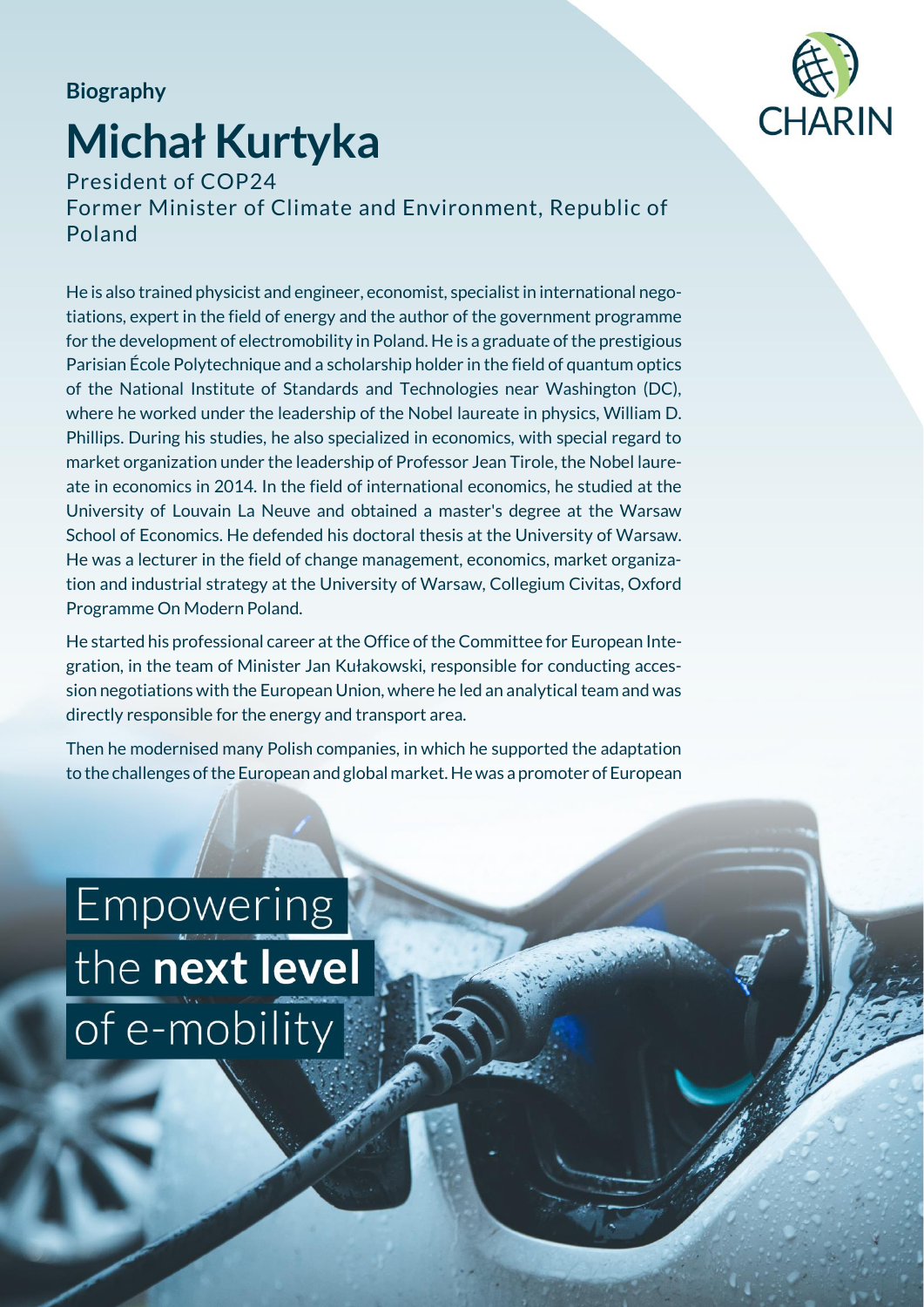**Biography**

# Michał Kurtyka

President of COP24
Former Minister of Climate and Environment, Republic of Poland

He is also trained physicist and engineer, economist, specialist in international negotiations, expert in the field of energy and the author of the government programme for the development of electromobility in Poland. He is a graduate of the prestigious Parisian École Polytechnique and a scholarship holder in the field of quantum optics of the National Institute of Standards and Technologies near Washington (DC), where he worked under the leadership of the Nobel laureate in physics, William D. Phillips. During his studies, he also specialized in economics, with special regard to market organization under the leadership of Professor Jean Tirole, the Nobel laureate in economics in 2014. In the field of international economics, he studied at the University of Louvain La Neuve and obtained a master's degree at the Warsaw School of Economics. He defended his doctoral thesis at the University of Warsaw. He was a lecturer in the field of change management, economics, market organization and industrial strategy at the University of Warsaw, Collegium Civitas, Oxford Programme On Modern Poland.

He started his professional career at the Office of the Committee for European Integration, in the team of Minister Jan Kułakowski, responsible for conducting accession negotiations with the European Union, where he led an analytical team and was directly responsible for the energy and transport area.

Then he modernised many Polish companies, in which he supported the adaptation to the challenges of the European and global market. He was a promoter of European

Empowering the **next level** of e-mobility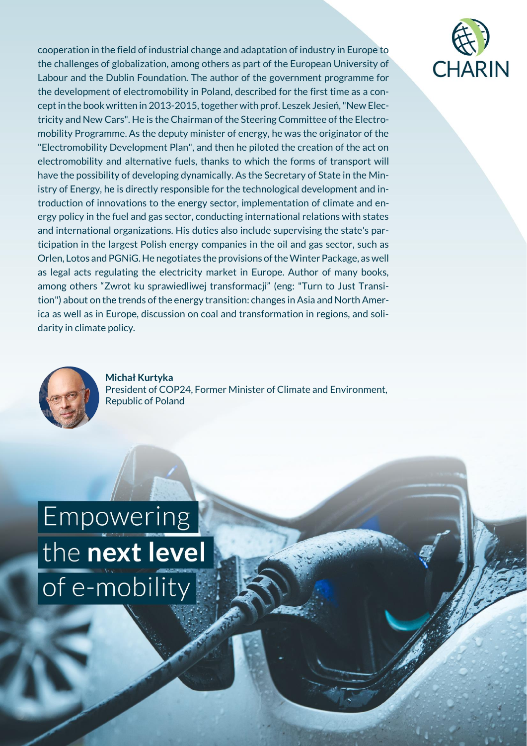cooperation in the field of industrial change and adaptation of industry in Europe to the challenges of globalization, among others as part of the European University of Labour and the Dublin Foundation. The author of the government programme for the development of electromobility in Poland, described for the first time as a concept in the book written in 2013-2015, together with prof. Leszek Jesień, "New Electricity and New Cars". He is the Chairman of the Steering Committee of the Electromobility Programme. As the deputy minister of energy, he was the originator of the "Electromobility Development Plan", and then he piloted the creation of the act on electromobility and alternative fuels, thanks to which the forms of transport will have the possibility of developing dynamically. As the Secretary of State in the Ministry of Energy, he is directly responsible for the technological development and introduction of innovations to the energy sector, implementation of climate and energy policy in the fuel and gas sector, conducting international relations with states and international organizations. His duties also include supervising the state's participation in the largest Polish energy companies in the oil and gas sector, such as Orlen, Lotos and PGNiG. He negotiates the provisions of the Winter Package, as well as legal acts regulating the electricity market in Europe. Author of many books, among others "Zwrot ku sprawiedliwej transformacji" (eng: "Turn to Just Transition") about on the trends of the energy transition: changes in Asia and North America as well as in Europe, discussion on coal and transformation in regions, and solidarity in climate policy.

**Michał Kurtyka**
President of COP24, Former Minister of Climate and Environment, Republic of Poland

# Empowering the **next level** of e-mobility